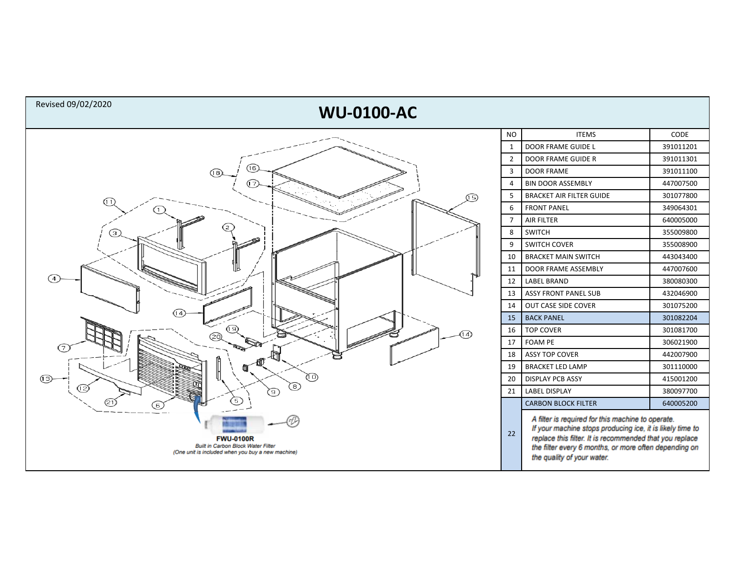Revised 09/02/2020

# WU-0100-AC

**FWU-0100R**
*Built in Carbon Block Water Filter*
*(One unit is included when you buy a new machine)*

| NO | ITEMS | CODE |
|---|---|---|
| 1 | DOOR FRAME GUIDE L | 391011201 |
| 2 | DOOR FRAME GUIDE R | 391011301 |
| 3 | DOOR FRAME | 391011100 |
| 4 | BIN DOOR ASSEMBLY | 447007500 |
| 5 | BRACKET AIR FILTER GUIDE | 301077800 |
| 6 | FRONT PANEL | 349064301 |
| 7 | AIR FILTER | 640005000 |
| 8 | SWITCH | 355009800 |
| 9 | SWITCH COVER | 355008900 |
| 10 | BRACKET MAIN SWITCH | 443043400 |
| 11 | DOOR FRAME ASSEMBLY | 447007600 |
| 12 | LABEL BRAND | 380080300 |
| 13 | ASSY FRONT PANEL SUB | 432046900 |
| 14 | OUT CASE SIDE COVER | 301075200 |
| 15 | BACK PANEL | 301082204 |
| 16 | TOP COVER | 301081700 |
| 17 | FOAM PE | 306021900 |
| 18 | ASSY TOP COVER | 442007900 |
| 19 | BRACKET LED LAMP | 301110000 |
| 20 | DISPLAY PCB ASSY | 415001200 |
| 21 | LABEL DISPLAY | 380097700 |
| 22 | CARBON BLOCK FILTER | 640005200 |
| | *A filter is required for this machine to operate. If your machine stops producing ice, it is likely time to replace this filter. It is recommended that you replace the filter every 6 months, or more often depending on the quality of your water.* | |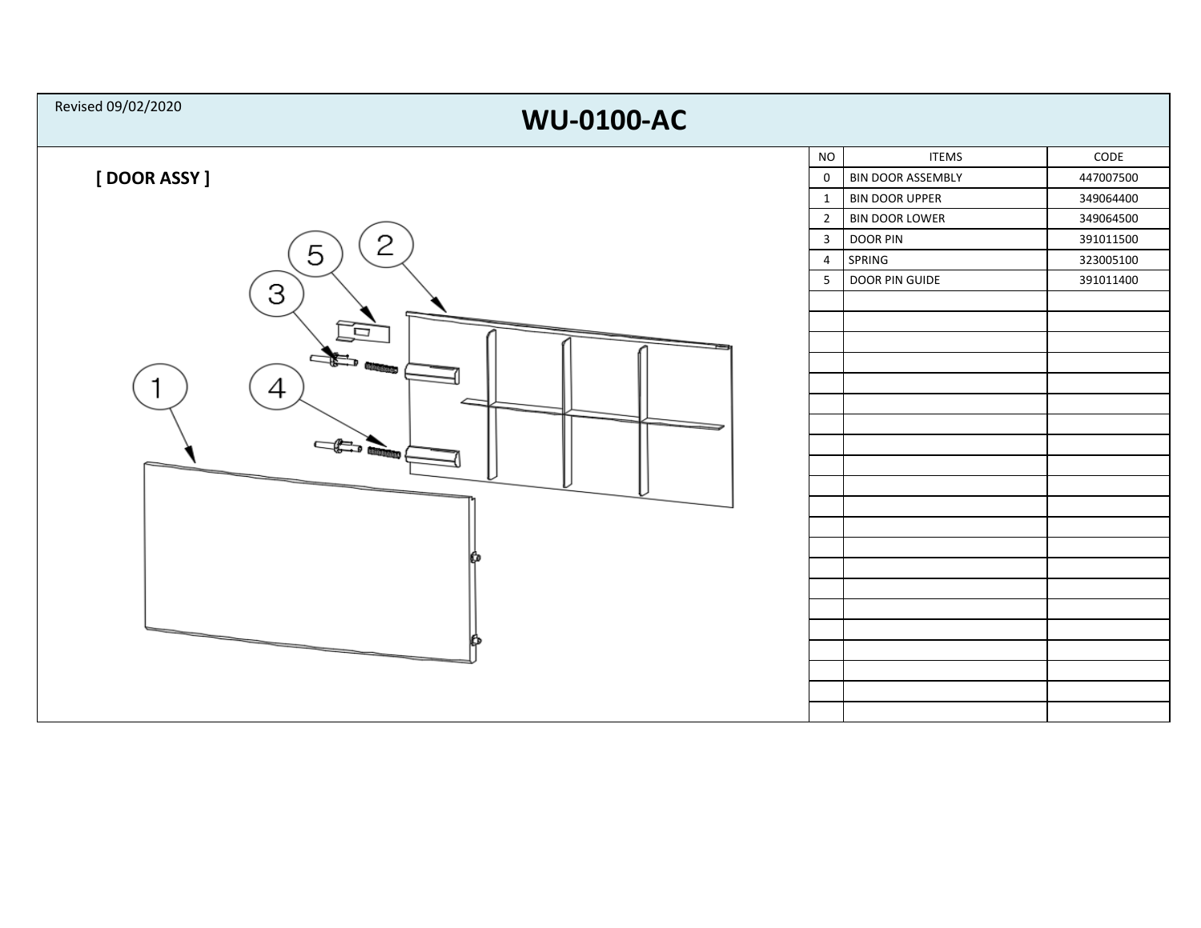Revised 09/02/2020

# WU-0100-AC

## [ DOOR ASSY ]

| NO | ITEMS | CODE |
|---|---|---|
| 0 | BIN DOOR ASSEMBLY | 447007500 |
| 1 | BIN DOOR UPPER | 349064400 |
| 2 | BIN DOOR LOWER | 349064500 |
| 3 | DOOR PIN | 391011500 |
| 4 | SPRING | 323005100 |
| 5 | DOOR PIN GUIDE | 391011400 |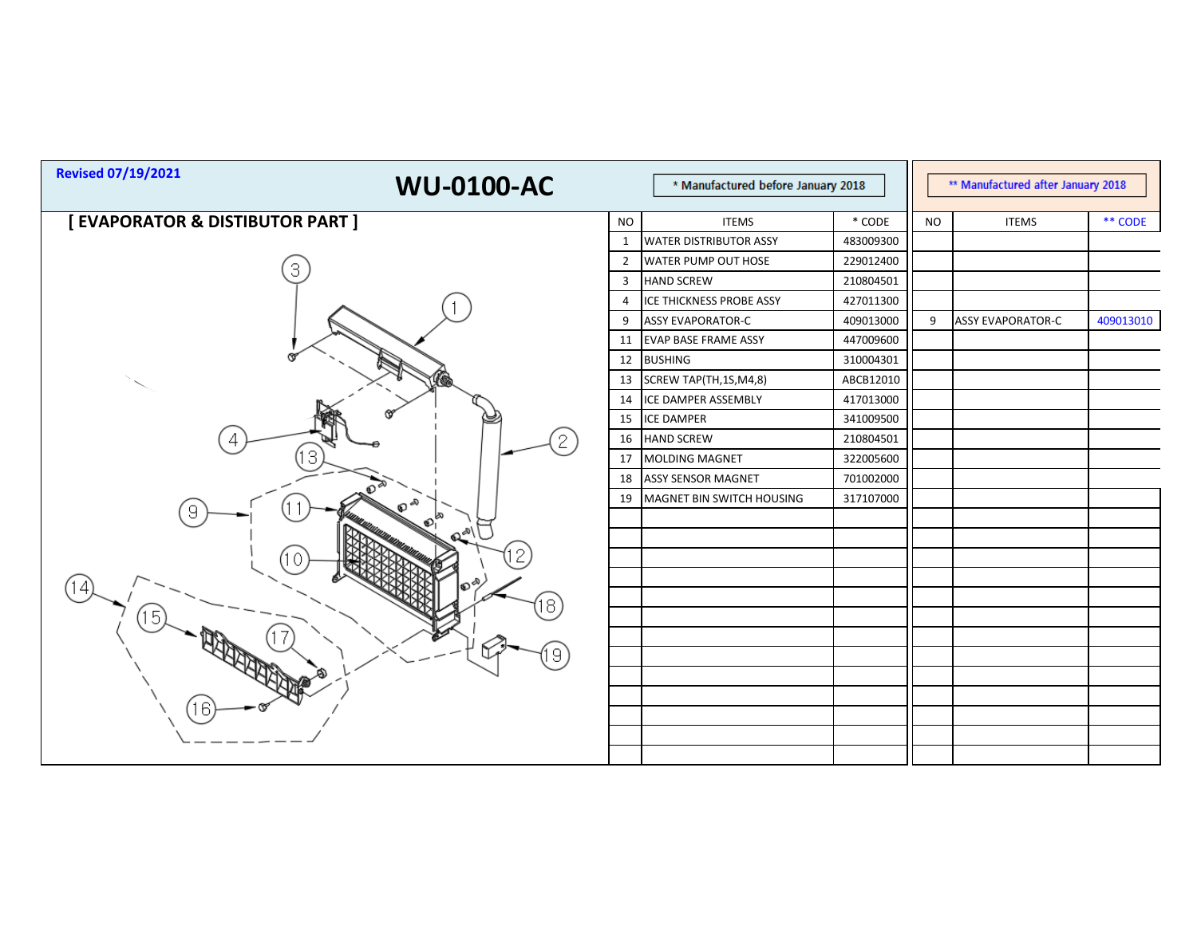Revised 07/19/2021

# WU-0100-AC

## [ EVAPORATOR & DISTIBUTOR PART ]

| NO | ITEMS | * CODE | NO | ITEMS | ** CODE |
|---|---|---|---|---|---|
| | * Manufactured before January 2018 | | | ** Manufactured after January 2018 | |
| 1 | WATER DISTRIBUTOR ASSY | 483009300 | | | |
| 2 | WATER PUMP OUT HOSE | 229012400 | | | |
| 3 | HAND SCREW | 210804501 | | | |
| 4 | ICE THICKNESS PROBE ASSY | 427011300 | | | |
| 9 | ASSY EVAPORATOR-C | 409013000 | 9 | ASSY EVAPORATOR-C | 409013010 |
| 11 | EVAP BASE FRAME ASSY | 447009600 | | | |
| 12 | BUSHING | 310004301 | | | |
| 13 | SCREW TAP(TH,1S,M4,8) | ABCB12010 | | | |
| 14 | ICE DAMPER ASSEMBLY | 417013000 | | | |
| 15 | ICE DAMPER | 341009500 | | | |
| 16 | HAND SCREW | 210804501 | | | |
| 17 | MOLDING MAGNET | 322005600 | | | |
| 18 | ASSY SENSOR MAGNET | 701002000 | | | |
| 19 | MAGNET BIN SWITCH HOUSING | 317107000 | | | |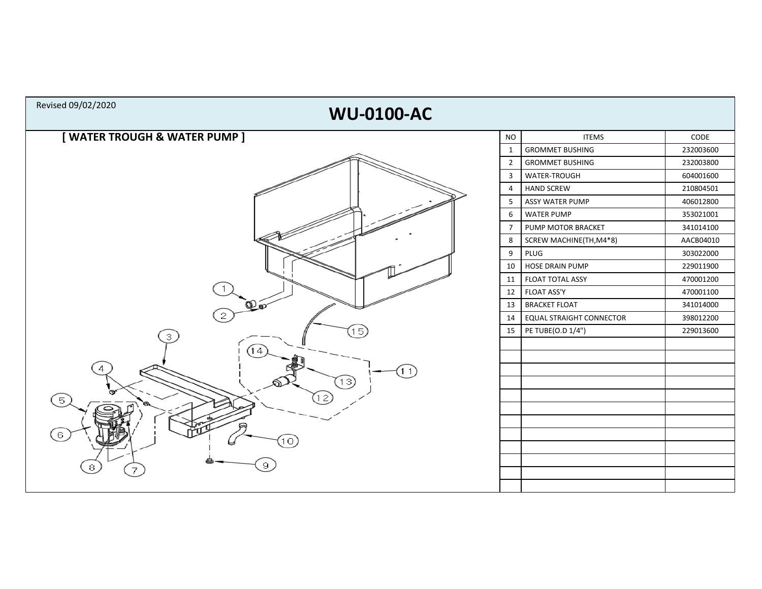Revised 09/02/2020

# WU-0100-AC

## [ WATER TROUGH & WATER PUMP ]

| NO | ITEMS | CODE |
|---|---|---|
| 1 | GROMMET BUSHING | 232003600 |
| 2 | GROMMET BUSHING | 232003800 |
| 3 | WATER-TROUGH | 604001600 |
| 4 | HAND SCREW | 210804501 |
| 5 | ASSY WATER PUMP | 406012800 |
| 6 | WATER PUMP | 353021001 |
| 7 | PUMP MOTOR BRACKET | 341014100 |
| 8 | SCREW MACHINE(TH,M4*8) | AACB04010 |
| 9 | PLUG | 303022000 |
| 10 | HOSE DRAIN PUMP | 229011900 |
| 11 | FLOAT TOTAL ASSY | 470001200 |
| 12 | FLOAT ASS'Y | 470001100 |
| 13 | BRACKET FLOAT | 341014000 |
| 14 | EQUAL STRAIGHT CONNECTOR | 398012200 |
| 15 | PE TUBE(O.D 1/4") | 229013600 |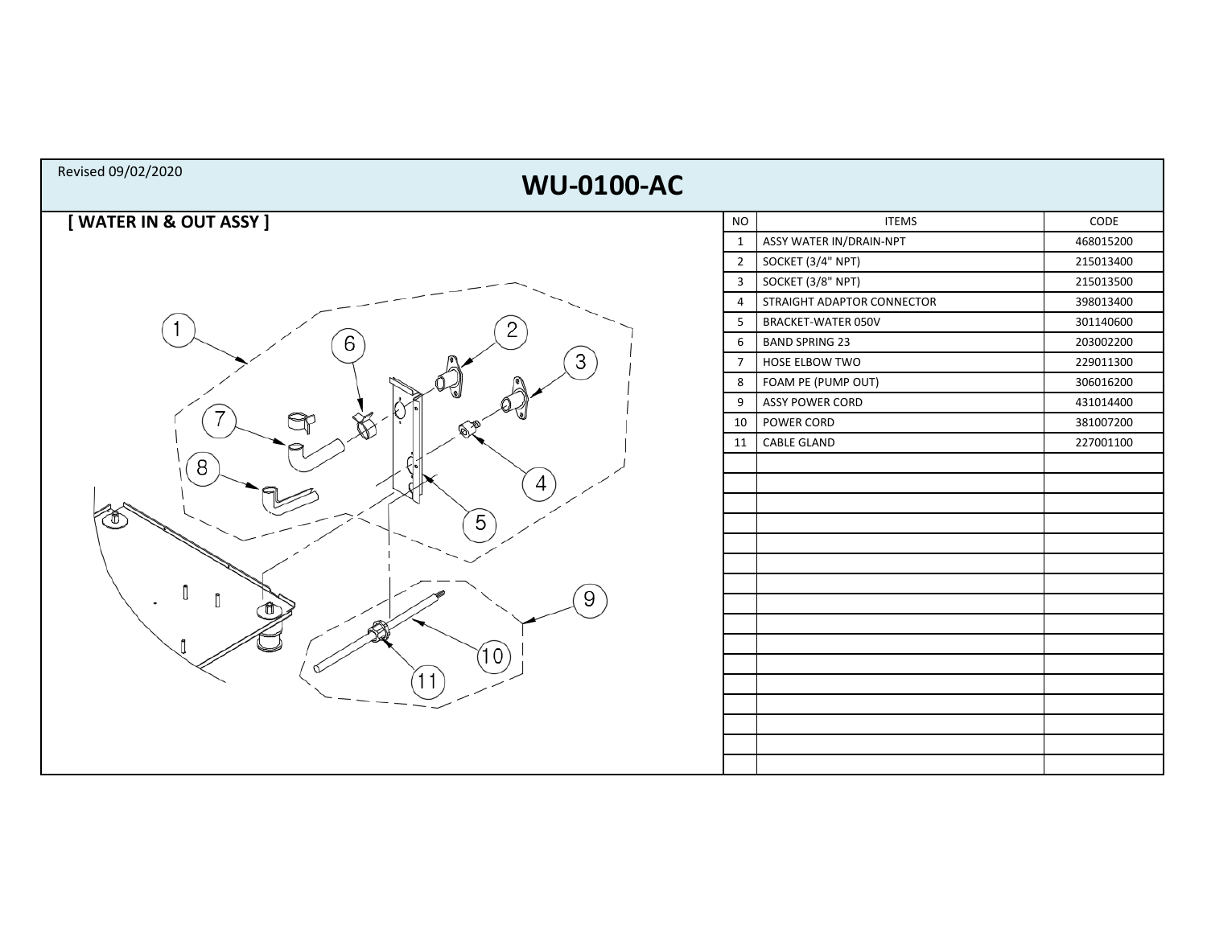Revised 09/02/2020

# WU-0100-AC

## [ WATER IN & OUT ASSY ]

| NO | ITEMS | CODE |
|---|---|---|
| 1 | ASSY WATER IN/DRAIN-NPT | 468015200 |
| 2 | SOCKET (3/4" NPT) | 215013400 |
| 3 | SOCKET (3/8" NPT) | 215013500 |
| 4 | STRAIGHT ADAPTOR CONNECTOR | 398013400 |
| 5 | BRACKET-WATER 050V | 301140600 |
| 6 | BAND SPRING 23 | 203002200 |
| 7 | HOSE ELBOW TWO | 229011300 |
| 8 | FOAM PE (PUMP OUT) | 306016200 |
| 9 | ASSY POWER CORD | 431014400 |
| 10 | POWER CORD | 381007200 |
| 11 | CABLE GLAND | 227001100 |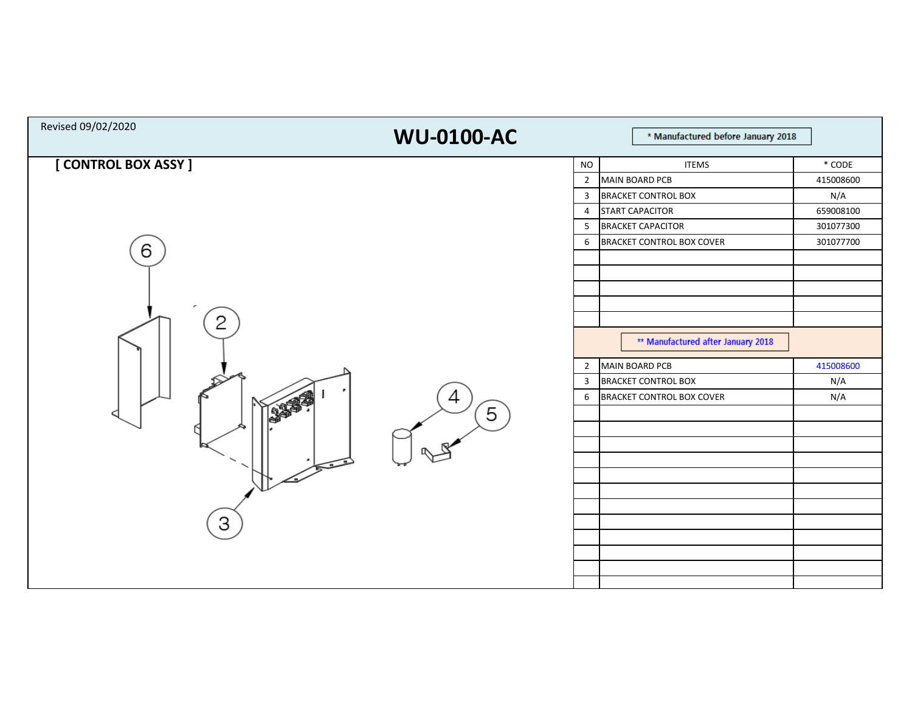Revised 09/02/2020

# WU-0100-AC

* Manufactured before January 2018

## [ CONTROL BOX ASSY ]

| NO | ITEMS | * CODE |
|---|---|---|
| 2 | MAIN BOARD PCB | 415008600 |
| 3 | BRACKET CONTROL BOX | N/A |
| 4 | START CAPACITOR | 659008100 |
| 5 | BRACKET CAPACITOR | 301077300 |
| 6 | BRACKET CONTROL BOX COVER | 301077700 |

** Manufactured after January 2018

| NO | ITEMS | CODE |
|---|---|---|
| 2 | MAIN BOARD PCB | 415008600 |
| 3 | BRACKET CONTROL BOX | N/A |
| 6 | BRACKET CONTROL BOX COVER | N/A |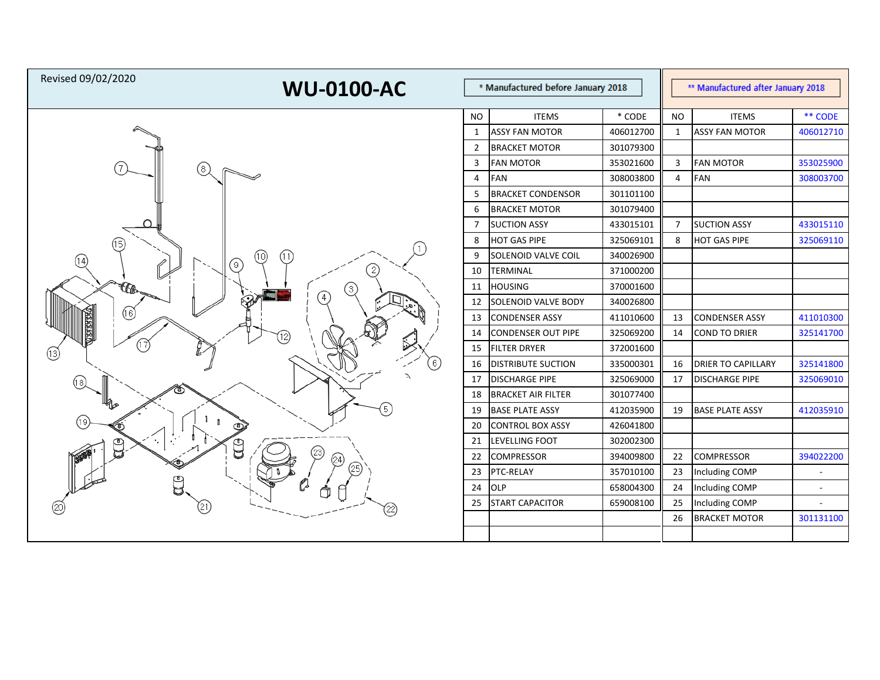Revised 09/02/2020

# WU-0100-AC

| NO | ITEMS | * CODE | NO | ITEMS | ** CODE |
|---|---|---|---|---|---|
| | * Manufactured before January 2018 | | | ** Manufactured after January 2018 | |
| 1 | ASSY FAN MOTOR | 406012700 | 1 | ASSY FAN MOTOR | 406012710 |
| 2 | BRACKET MOTOR | 301079300 | | | |
| 3 | FAN MOTOR | 353021600 | 3 | FAN MOTOR | 353025900 |
| 4 | FAN | 308003800 | 4 | FAN | 308003700 |
| 5 | BRACKET CONDENSOR | 301101100 | | | |
| 6 | BRACKET MOTOR | 301079400 | | | |
| 7 | SUCTION ASSY | 433015101 | 7 | SUCTION ASSY | 433015110 |
| 8 | HOT GAS PIPE | 325069101 | 8 | HOT GAS PIPE | 325069110 |
| 9 | SOLENOID VALVE COIL | 340026900 | | | |
| 10 | TERMINAL | 371000200 | | | |
| 11 | HOUSING | 370001600 | | | |
| 12 | SOLENOID VALVE BODY | 340026800 | | | |
| 13 | CONDENSER ASSY | 411010600 | 13 | CONDENSER ASSY | 411010300 |
| 14 | CONDENSER OUT PIPE | 325069200 | 14 | COND TO DRIER | 325141700 |
| 15 | FILTER DRYER | 372001600 | | | |
| 16 | DISTRIBUTE SUCTION | 335000301 | 16 | DRIER TO CAPILLARY | 325141800 |
| 17 | DISCHARGE PIPE | 325069000 | 17 | DISCHARGE PIPE | 325069010 |
| 18 | BRACKET AIR FILTER | 301077400 | | | |
| 19 | BASE PLATE ASSY | 412035900 | 19 | BASE PLATE ASSY | 412035910 |
| 20 | CONTROL BOX ASSY | 426041800 | | | |
| 21 | LEVELLING FOOT | 302002300 | | | |
| 22 | COMPRESSOR | 394009800 | 22 | COMPRESSOR | 394022200 |
| 23 | PTC-RELAY | 357010100 | 23 | Including COMP | - |
| 24 | OLP | 658004300 | 24 | Including COMP | - |
| 25 | START CAPACITOR | 659008100 | 25 | Including COMP | - |
| | | | 26 | BRACKET MOTOR | 301131100 |